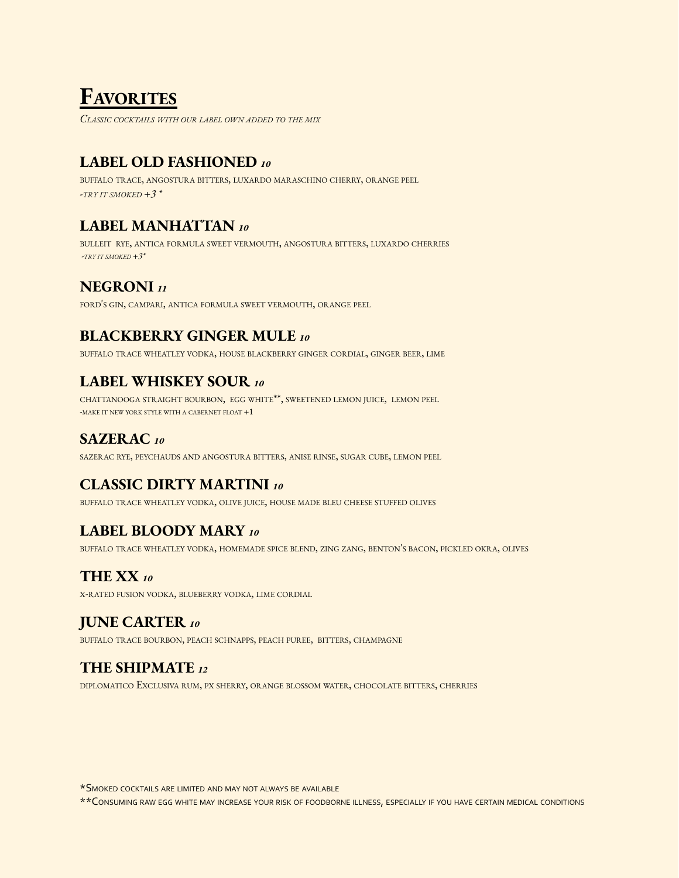# Favorites

*Classic cocktails with our label own added to the mix*

## LABEL OLD FASHIONED *10*

buffalo trace, angostura bitters, luxardo maraschino cherry, orange peel

*-try it smoked +3 **

## LABEL MANHATTAN *10*

bulleit rye, antica formula sweet vermouth, angostura bitters, luxardo cherries

*-try it smoked +3**

## NEGRONI *11*

ford's gin, campari, antica formula sweet vermouth, orange peel

## BLACKBERRY GINGER MULE *10*

buffalo trace wheatley vodka, house blackberry ginger cordial, ginger beer, lime

## LABEL WHISKEY SOUR *10*

chattanooga straight bourbon, egg white**, sweetened lemon juice, lemon peel

-make it new york style with a cabernet float +1

## SAZERAC *10*

sazerac rye, peychauds and angostura bitters, anise rinse, sugar cube, lemon peel

## CLASSIC DIRTY MARTINI *10*

buffalo trace wheatley vodka, olive juice, house made bleu cheese stuffed olives

## LABEL BLOODY MARY *10*

buffalo trace wheatley vodka, homemade spice blend, zing zang, benton's bacon, pickled okra, olives

## THE XX *10*

x-rated fusion vodka, blueberry vodka, lime cordial

## JUNE CARTER *10*

buffalo trace bourbon, peach schnapps, peach puree, bitters, champagne

## THE SHIPMATE *12*

diplomatico Exclusiva rum, px sherry, orange blossom water, chocolate bitters, cherries

*Smoked cocktails are limited and may not always be available

**Consuming raw egg white may increase your risk of foodborne illness, especially if you have certain medical conditions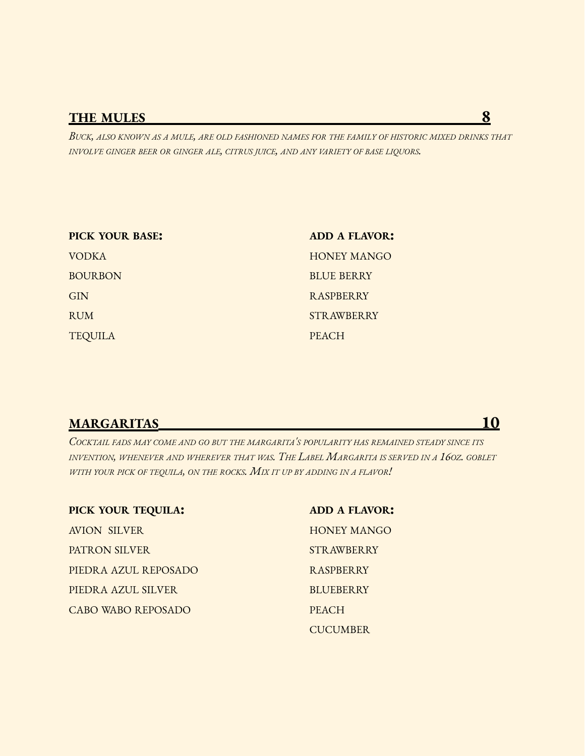## THE MULES 8

*Buck, also known as a mule, are old fashioned names for the family of historic mixed drinks that involve ginger beer or ginger ale, citrus juice, and any variety of base liquors.*

| PICK YOUR BASE: | ADD A FLAVOR: |
|---|---|
| VODKA | HONEY MANGO |
| BOURBON | BLUE BERRY |
| GIN | RASPBERRY |
| RUM | STRAWBERRY |
| TEQUILA | PEACH |

## MARGARITAS 10

*Cocktail fads may come and go but the margarita's popularity has remained steady since its invention, whenever and wherever that was. The Label Margarita is served in a 16oz. goblet with your pick of tequila, on the rocks. Mix it up by adding in a flavor!*

| PICK YOUR TEQUILA: | ADD A FLAVOR: |
|---|---|
| AVION SILVER | HONEY MANGO |
| PATRON SILVER | STRAWBERRY |
| PIEDRA AZUL REPOSADO | RASPBERRY |
| PIEDRA AZUL SILVER | BLUEBERRY |
| CABO WABO REPOSADO | PEACH |
| | CUCUMBER |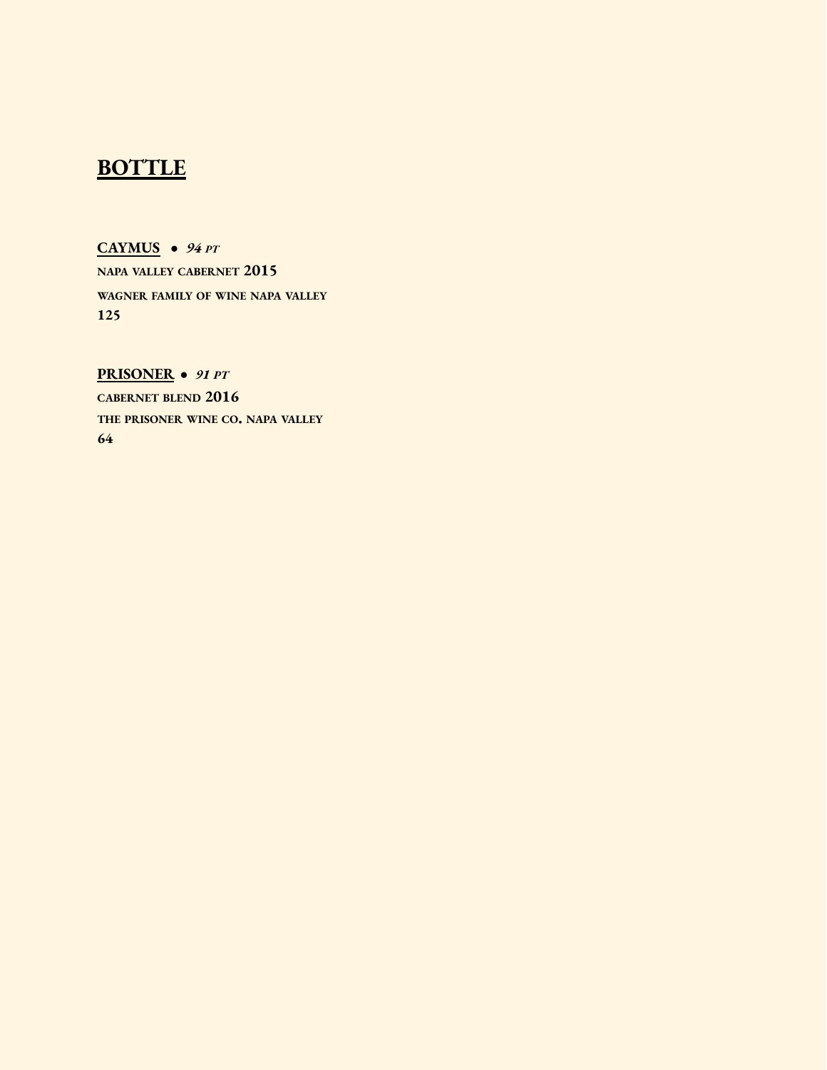# BOTTLE

**CAYMUS** • ***94 PT***

**NAPA VALLEY CABERNET 2015**

**WAGNER FAMILY OF WINE NAPA VALLEY**

**125**

**PRISONER** • ***91 PT***

**CABERNET BLEND 2016**

**THE PRISONER WINE CO. NAPA VALLEY**

**64**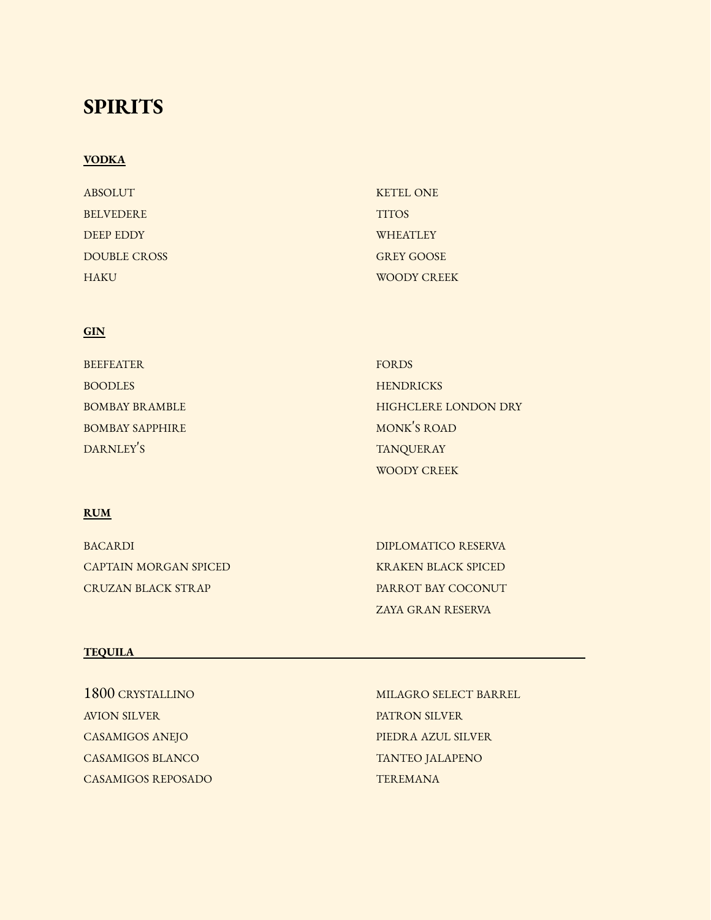# SPIRITS

## VODKA

ABSOLUT
BELVEDERE
DEEP EDDY
DOUBLE CROSS
HAKU
KETEL ONE
TITOS
WHEATLEY
GREY GOOSE
WOODY CREEK

## GIN

BEEFEATER
BOODLES
BOMBAY BRAMBLE
BOMBAY SAPPHIRE
DARNLEY'S
FORDS
HENDRICKS
HIGHCLERE LONDON DRY
MONK'S ROAD
TANQUERAY
WOODY CREEK

## RUM

BACARDI
CAPTAIN MORGAN SPICED
CRUZAN BLACK STRAP
DIPLOMATICO RESERVA
KRAKEN BLACK SPICED
PARROT BAY COCONUT
ZAYA GRAN RESERVA

## TEQUILA

1800 CRYSTALLINO
AVION SILVER
CASAMIGOS ANEJO
CASAMIGOS BLANCO
CASAMIGOS REPOSADO
MILAGRO SELECT BARREL
PATRON SILVER
PIEDRA AZUL SILVER
TANTEO JALAPENO
TEREMANA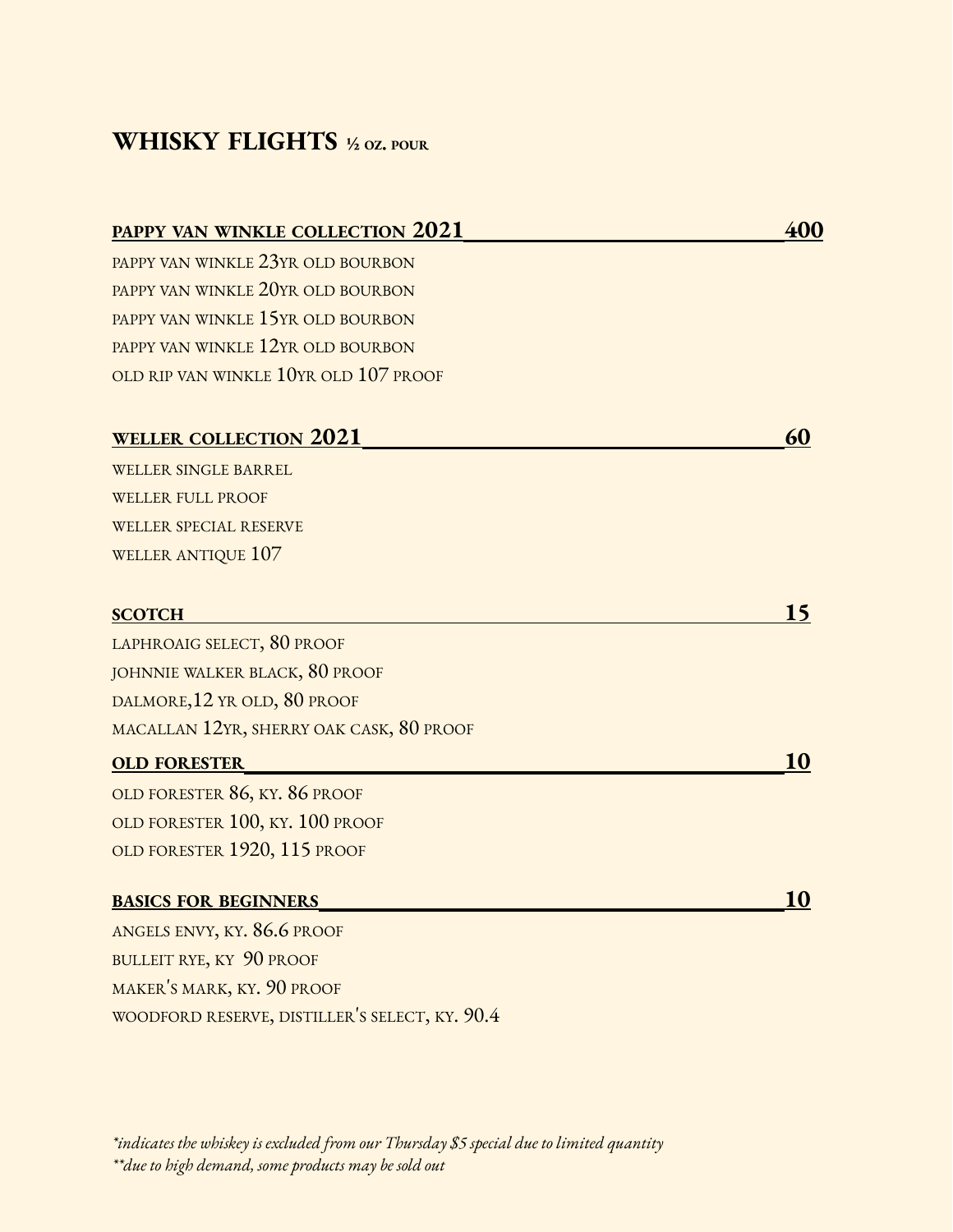# WHISKY FLIGHTS ½ OZ. POUR

## PAPPY VAN WINKLE COLLECTION 2021 — 400

PAPPY VAN WINKLE 23YR OLD BOURBON
PAPPY VAN WINKLE 20YR OLD BOURBON
PAPPY VAN WINKLE 15YR OLD BOURBON
PAPPY VAN WINKLE 12YR OLD BOURBON
OLD RIP VAN WINKLE 10YR OLD 107 PROOF

## WELLER COLLECTION 2021 — 60

WELLER SINGLE BARREL
WELLER FULL PROOF
WELLER SPECIAL RESERVE
WELLER ANTIQUE 107

## SCOTCH — 15

LAPHROAIG SELECT, 80 PROOF
JOHNNIE WALKER BLACK, 80 PROOF
DALMORE,12 YR OLD, 80 PROOF
MACALLAN 12YR, SHERRY OAK CASK, 80 PROOF

## OLD FORESTER — 10

OLD FORESTER 86, KY. 86 PROOF
OLD FORESTER 100, KY. 100 PROOF
OLD FORESTER 1920, 115 PROOF

## BASICS FOR BEGINNERS — 10

ANGELS ENVY, KY. 86.6 PROOF
BULLEIT RYE, KY 90 PROOF
MAKER'S MARK, KY. 90 PROOF
WOODFORD RESERVE, DISTILLER'S SELECT, KY. 90.4

*\*indicates the whiskey is excluded from our Thursday $5 special due to limited quantity*
*\*\*due to high demand, some products may be sold out*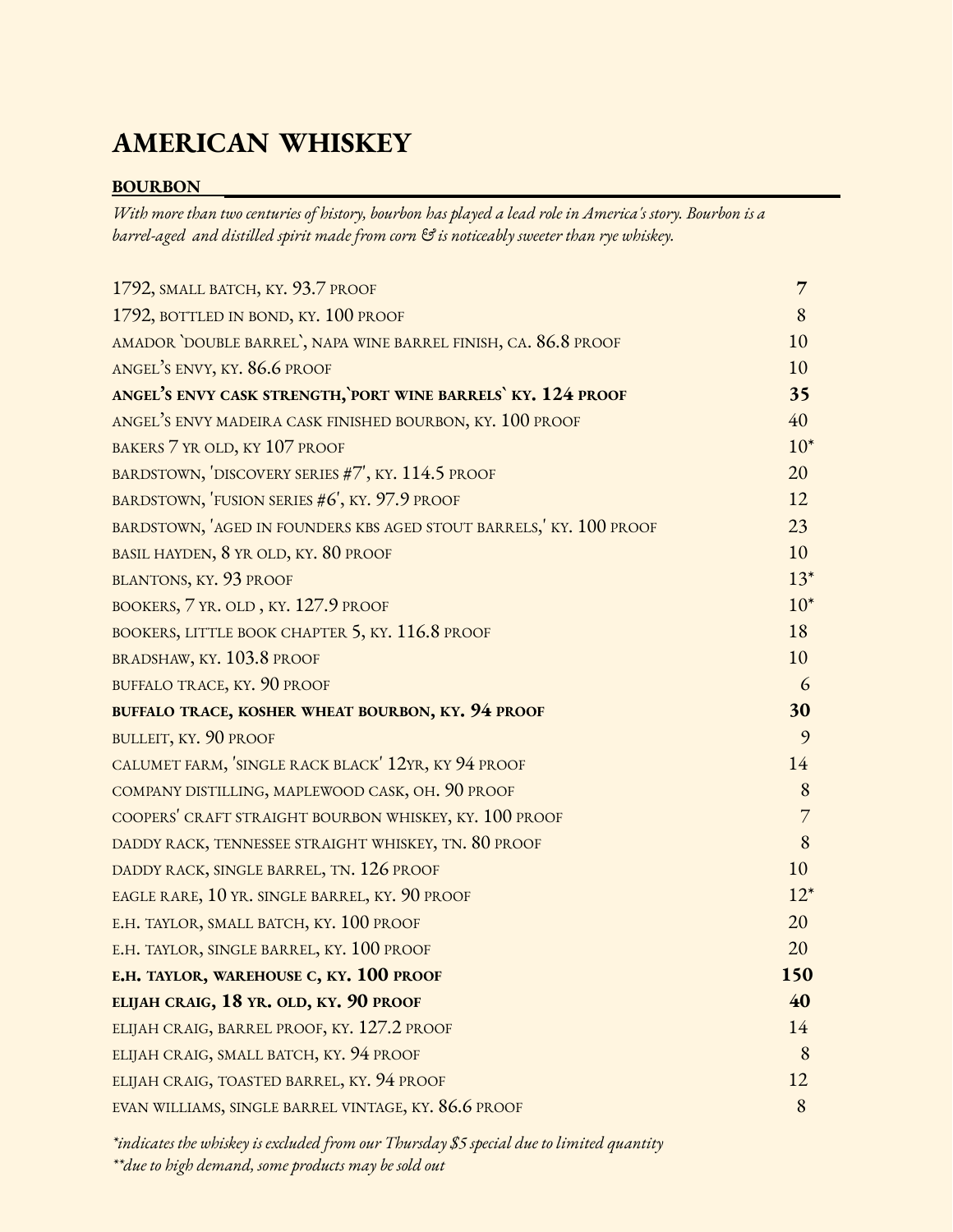# AMERICAN WHISKEY

## BOURBON

*With more than two centuries of history, bourbon has played a lead role in America's story. Bourbon is a barrel-aged and distilled spirit made from corn & is noticeably sweeter than rye whiskey.*

| | |
|---|---|
| 1792, SMALL BATCH, KY. 93.7 PROOF | 7 |
| 1792, BOTTLED IN BOND, KY. 100 PROOF | 8 |
| AMADOR `DOUBLE BARREL`, NAPA WINE BARREL FINISH, CA. 86.8 PROOF | 10 |
| ANGEL'S ENVY, KY. 86.6 PROOF | 10 |
| **ANGEL'S ENVY CASK STRENGTH,`PORT WINE BARRELS` KY. 124 PROOF** | **35** |
| ANGEL'S ENVY MADEIRA CASK FINISHED BOURBON, KY. 100 PROOF | 40 |
| BAKERS 7 YR OLD, KY 107 PROOF | 10* |
| BARDSTOWN, 'DISCOVERY SERIES #7', KY. 114.5 PROOF | 20 |
| BARDSTOWN, 'FUSION SERIES #6', KY. 97.9 PROOF | 12 |
| BARDSTOWN, 'AGED IN FOUNDERS KBS AGED STOUT BARRELS,' KY. 100 PROOF | 23 |
| BASIL HAYDEN, 8 YR OLD, KY. 80 PROOF | 10 |
| BLANTONS, KY. 93 PROOF | 13* |
| BOOKERS, 7 YR. OLD , KY. 127.9 PROOF | 10* |
| BOOKERS, LITTLE BOOK CHAPTER 5, KY. 116.8 PROOF | 18 |
| BRADSHAW, KY. 103.8 PROOF | 10 |
| BUFFALO TRACE, KY. 90 PROOF | 6 |
| **BUFFALO TRACE, KOSHER WHEAT BOURBON, KY. 94 PROOF** | **30** |
| BULLEIT, KY. 90 PROOF | 9 |
| CALUMET FARM, 'SINGLE RACK BLACK' 12YR, KY 94 PROOF | 14 |
| COMPANY DISTILLING, MAPLEWOOD CASK, OH. 90 PROOF | 8 |
| COOPERS' CRAFT STRAIGHT BOURBON WHISKEY, KY. 100 PROOF | 7 |
| DADDY RACK, TENNESSEE STRAIGHT WHISKEY, TN. 80 PROOF | 8 |
| DADDY RACK, SINGLE BARREL, TN. 126 PROOF | 10 |
| EAGLE RARE, 10 YR. SINGLE BARREL, KY. 90 PROOF | 12* |
| E.H. TAYLOR, SMALL BATCH, KY. 100 PROOF | 20 |
| E.H. TAYLOR, SINGLE BARREL, KY. 100 PROOF | 20 |
| **E.H. TAYLOR, WAREHOUSE C, KY. 100 PROOF** | **150** |
| **ELIJAH CRAIG, 18 YR. OLD, KY. 90 PROOF** | **40** |
| ELIJAH CRAIG, BARREL PROOF, KY. 127.2 PROOF | 14 |
| ELIJAH CRAIG, SMALL BATCH, KY. 94 PROOF | 8 |
| ELIJAH CRAIG, TOASTED BARREL, KY. 94 PROOF | 12 |
| EVAN WILLIAMS, SINGLE BARREL VINTAGE, KY. 86.6 PROOF | 8 |

*\*indicates the whiskey is excluded from our Thursday $5 special due to limited quantity*
*\*\*due to high demand, some products may be sold out*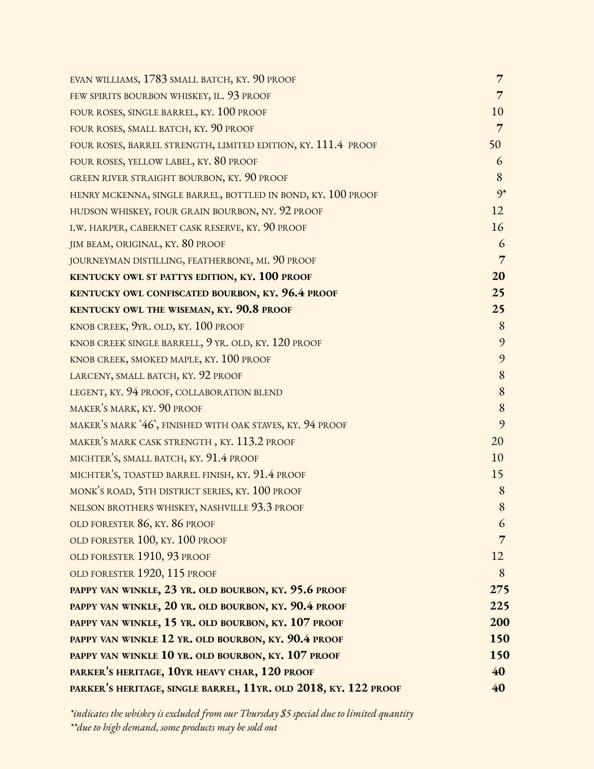| | |
|---|---|
| EVAN WILLIAMS, 1783 SMALL BATCH, KY. 90 PROOF | 7 |
| FEW SPIRITS BOURBON WHISKEY, IL. 93 PROOF | 7 |
| FOUR ROSES, SINGLE BARREL, KY. 100 PROOF | 10 |
| FOUR ROSES, SMALL BATCH, KY. 90 PROOF | 7 |
| FOUR ROSES, BARREL STRENGTH, LIMITED EDITION, KY. 111.4 PROOF | 50 |
| FOUR ROSES, YELLOW LABEL, KY. 80 PROOF | 6 |
| GREEN RIVER STRAIGHT BOURBON, KY. 90 PROOF | 8 |
| HENRY MCKENNA, SINGLE BARREL, BOTTLED IN BOND, KY. 100 PROOF | 9* |
| HUDSON WHISKEY, FOUR GRAIN BOURBON, NY. 92 PROOF | 12 |
| I.W. HARPER, CABERNET CASK RESERVE, KY. 90 PROOF | 16 |
| JIM BEAM, ORIGINAL, KY. 80 PROOF | 6 |
| JOURNEYMAN DISTILLING, FEATHERBONE, MI. 90 PROOF | 7 |
| **KENTUCKY OWL ST PATTYS EDITION, KY. 100 PROOF** | **20** |
| **KENTUCKY OWL CONFISCATED BOURBON, KY. 96.4 PROOF** | **25** |
| **KENTUCKY OWL THE WISEMAN, KY. 90.8 PROOF** | **25** |
| KNOB CREEK, 9YR. OLD, KY. 100 PROOF | 8 |
| KNOB CREEK SINGLE BARRELL, 9 YR. OLD, KY. 120 PROOF | 9 |
| KNOB CREEK, SMOKED MAPLE, KY. 100 PROOF | 9 |
| LARCENY, SMALL BATCH, KY. 92 PROOF | 8 |
| LEGENT, KY. 94 PROOF, COLLABORATION BLEND | 8 |
| MAKER'S MARK, KY. 90 PROOF | 8 |
| MAKER'S MARK `46`, FINISHED WITH OAK STAVES, KY. 94 PROOF | 9 |
| MAKER'S MARK CASK STRENGTH , KY. 113.2 PROOF | 20 |
| MICHTER'S, SMALL BATCH, KY. 91.4 PROOF | 10 |
| MICHTER'S, TOASTED BARREL FINISH, KY. 91.4 PROOF | 15 |
| MONK'S ROAD, 5TH DISTRICT SERIES, KY. 100 PROOF | 8 |
| NELSON BROTHERS WHISKEY, NASHVILLE 93.3 PROOF | 8 |
| OLD FORESTER 86, KY. 86 PROOF | 6 |
| OLD FORESTER 100, KY. 100 PROOF | 7 |
| OLD FORESTER 1910, 93 PROOF | 12 |
| OLD FORESTER 1920, 115 PROOF | 8 |
| **PAPPY VAN WINKLE, 23 YR. OLD BOURBON, KY. 95.6 PROOF** | **275** |
| **PAPPY VAN WINKLE, 20 YR. OLD BOURBON, KY. 90.4 PROOF** | **225** |
| **PAPPY VAN WINKLE, 15 YR. OLD BOURBON, KY. 107 PROOF** | **200** |
| **PAPPY VAN WINKLE 12 YR. OLD BOURBON, KY. 90.4 PROOF** | **150** |
| **PAPPY VAN WINKLE 10 YR. OLD BOURBON, KY. 107 PROOF** | **150** |
| **PARKER'S HERITAGE, 10YR HEAVY CHAR, 120 PROOF** | **40** |
| **PARKER'S HERITAGE, SINGLE BARREL, 11YR. OLD 2018, KY. 122 PROOF** | **40** |

*\*indicates the whiskey is excluded from our Thursday $5 special due to limited quantity*
*\*\*due to high demand, some products may be sold out*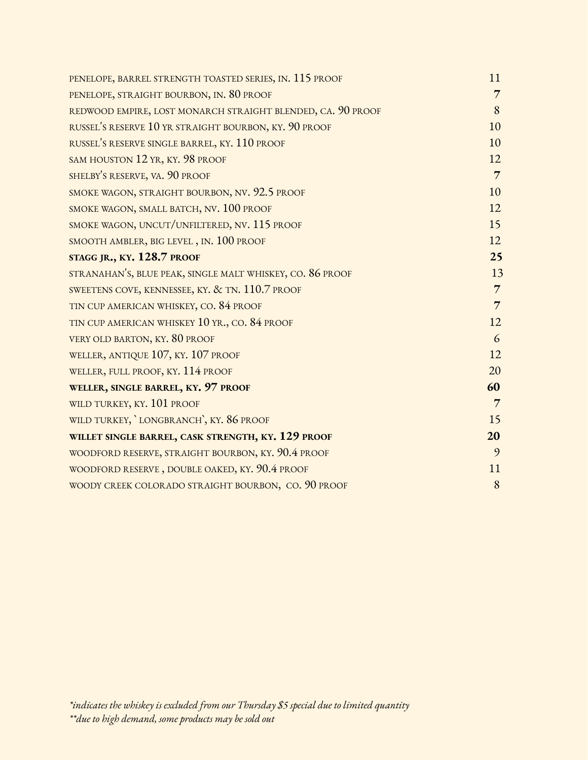| | |
|---|---|
| PENELOPE, BARREL STRENGTH TOASTED SERIES, IN. 115 PROOF | 11 |
| PENELOPE, STRAIGHT BOURBON, IN. 80 PROOF | 7 |
| REDWOOD EMPIRE, LOST MONARCH STRAIGHT BLENDED, CA. 90 PROOF | 8 |
| RUSSEL'S RESERVE 10 YR STRAIGHT BOURBON, KY. 90 PROOF | 10 |
| RUSSEL'S RESERVE SINGLE BARREL, KY. 110 PROOF | 10 |
| SAM HOUSTON 12 YR, KY. 98 PROOF | 12 |
| SHELBY'S RESERVE, VA. 90 PROOF | 7 |
| SMOKE WAGON, STRAIGHT BOURBON, NV. 92.5 PROOF | 10 |
| SMOKE WAGON, SMALL BATCH, NV. 100 PROOF | 12 |
| SMOKE WAGON, UNCUT/UNFILTERED, NV. 115 PROOF | 15 |
| SMOOTH AMBLER, BIG LEVEL , IN. 100 PROOF | 12 |
| **STAGG JR., KY. 128.7 PROOF** | **25** |
| STRANAHAN'S, BLUE PEAK, SINGLE MALT WHISKEY, CO. 86 PROOF | 13 |
| SWEETENS COVE, KENNESSEE, KY. & TN. 110.7 PROOF | 7 |
| TIN CUP AMERICAN WHISKEY, CO. 84 PROOF | 7 |
| TIN CUP AMERICAN WHISKEY 10 YR., CO. 84 PROOF | 12 |
| VERY OLD BARTON, KY. 80 PROOF | 6 |
| WELLER, ANTIQUE 107, KY. 107 PROOF | 12 |
| WELLER, FULL PROOF, KY. 114 PROOF | 20 |
| **WELLER, SINGLE BARREL, KY. 97 PROOF** | **60** |
| WILD TURKEY, KY. 101 PROOF | 7 |
| WILD TURKEY, `LONGBRANCH`, KY. 86 PROOF | 15 |
| **WILLET SINGLE BARREL, CASK STRENGTH, KY. 129 PROOF** | **20** |
| WOODFORD RESERVE, STRAIGHT BOURBON, KY. 90.4 PROOF | 9 |
| WOODFORD RESERVE , DOUBLE OAKED, KY. 90.4 PROOF | 11 |
| WOODY CREEK COLORADO STRAIGHT BOURBON, CO. 90 PROOF | 8 |

*\*indicates the whiskey is excluded from our Thursday $5 special due to limited quantity*
*\*\*due to high demand, some products may be sold out*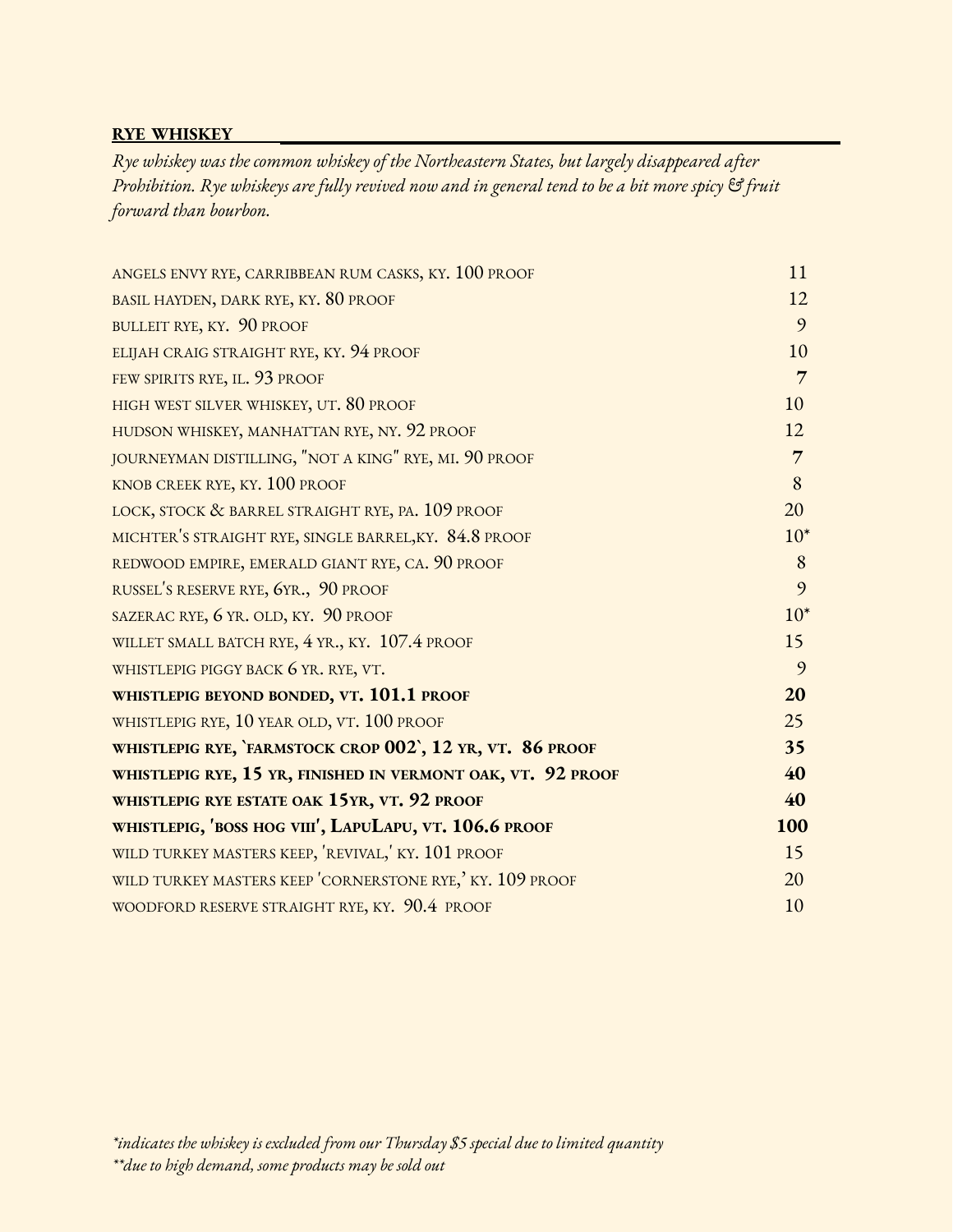## RYE WHISKEY

*Rye whiskey was the common whiskey of the Northeastern States, but largely disappeared after Prohibition. Rye whiskeys are fully revived now and in general tend to be a bit more spicy & fruit forward than bourbon.*

| Whiskey | Price |
|---|---|
| ANGELS ENVY RYE, CARRIBBEAN RUM CASKS, KY. 100 PROOF | 11 |
| BASIL HAYDEN, DARK RYE, KY. 80 PROOF | 12 |
| BULLEIT RYE, KY. 90 PROOF | 9 |
| ELIJAH CRAIG STRAIGHT RYE, KY. 94 PROOF | 10 |
| FEW SPIRITS RYE, IL. 93 PROOF | 7 |
| HIGH WEST SILVER WHISKEY, UT. 80 PROOF | 10 |
| HUDSON WHISKEY, MANHATTAN RYE, NY. 92 PROOF | 12 |
| JOURNEYMAN DISTILLING, "NOT A KING" RYE, MI. 90 PROOF | 7 |
| KNOB CREEK RYE, KY. 100 PROOF | 8 |
| LOCK, STOCK & BARREL STRAIGHT RYE, PA. 109 PROOF | 20 |
| MICHTER'S STRAIGHT RYE, SINGLE BARREL,KY. 84.8 PROOF | 10* |
| REDWOOD EMPIRE, EMERALD GIANT RYE, CA. 90 PROOF | 8 |
| RUSSEL'S RESERVE RYE, 6YR., 90 PROOF | 9 |
| SAZERAC RYE, 6 YR. OLD, KY. 90 PROOF | 10* |
| WILLET SMALL BATCH RYE, 4 YR., KY. 107.4 PROOF | 15 |
| WHISTLEPIG PIGGY BACK 6 YR. RYE, VT. | 9 |
| **WHISTLEPIG BEYOND BONDED, VT. 101.1 PROOF** | **20** |
| WHISTLEPIG RYE, 10 YEAR OLD, VT. 100 PROOF | 25 |
| **WHISTLEPIG RYE, `FARMSTOCK CROP 002`, 12 YR, VT. 86 PROOF** | **35** |
| **WHISTLEPIG RYE, 15 YR, FINISHED IN VERMONT OAK, VT. 92 PROOF** | **40** |
| **WHISTLEPIG RYE ESTATE OAK 15YR, VT. 92 PROOF** | **40** |
| **WHISTLEPIG, 'BOSS HOG VIII', LAPULAPU, VT. 106.6 PROOF** | **100** |
| WILD TURKEY MASTERS KEEP, 'REVIVAL,' KY. 101 PROOF | 15 |
| WILD TURKEY MASTERS KEEP 'CORNERSTONE RYE,' KY. 109 PROOF | 20 |
| WOODFORD RESERVE STRAIGHT RYE, KY. 90.4 PROOF | 10 |

*\*indicates the whiskey is excluded from our Thursday $5 special due to limited quantity*
*\*\*due to high demand, some products may be sold out*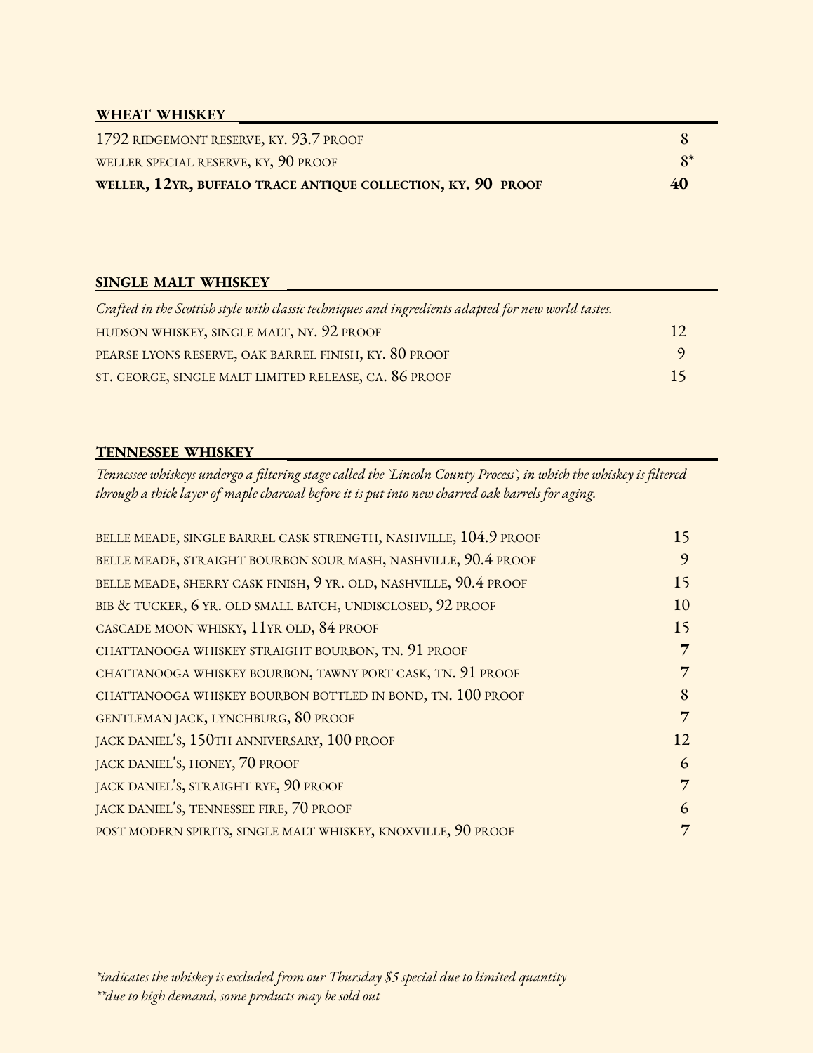## WHEAT WHISKEY

| | |
|---|---|
| 1792 RIDGEMONT RESERVE, KY. 93.7 PROOF | 8 |
| WELLER SPECIAL RESERVE, KY, 90 PROOF | 8* |
| **WELLER, 12YR, BUFFALO TRACE ANTIQUE COLLECTION, KY. 90 PROOF** | **40** |

## SINGLE MALT WHISKEY

*Crafted in the Scottish style with classic techniques and ingredients adapted for new world tastes.*

| | |
|---|---|
| HUDSON WHISKEY, SINGLE MALT, NY. 92 PROOF | 12 |
| PEARSE LYONS RESERVE, OAK BARREL FINISH, KY. 80 PROOF | 9 |
| ST. GEORGE, SINGLE MALT LIMITED RELEASE, CA. 86 PROOF | 15 |

## TENNESSEE WHISKEY

*Tennessee whiskeys undergo a filtering stage called the `Lincoln County Process`, in which the whiskey is filtered through a thick layer of maple charcoal before it is put into new charred oak barrels for aging.*

| | |
|---|---|
| BELLE MEADE, SINGLE BARREL CASK STRENGTH, NASHVILLE, 104.9 PROOF | 15 |
| BELLE MEADE, STRAIGHT BOURBON SOUR MASH, NASHVILLE, 90.4 PROOF | 9 |
| BELLE MEADE, SHERRY CASK FINISH, 9 YR. OLD, NASHVILLE, 90.4 PROOF | 15 |
| BIB & TUCKER, 6 YR. OLD SMALL BATCH, UNDISCLOSED, 92 PROOF | 10 |
| CASCADE MOON WHISKY, 11YR OLD, 84 PROOF | 15 |
| CHATTANOOGA WHISKEY STRAIGHT BOURBON, TN. 91 PROOF | 7 |
| CHATTANOOGA WHISKEY BOURBON, TAWNY PORT CASK, TN. 91 PROOF | 7 |
| CHATTANOOGA WHISKEY BOURBON BOTTLED IN BOND, TN. 100 PROOF | 8 |
| GENTLEMAN JACK, LYNCHBURG, 80 PROOF | 7 |
| JACK DANIEL'S, 150TH ANNIVERSARY, 100 PROOF | 12 |
| JACK DANIEL'S, HONEY, 70 PROOF | 6 |
| JACK DANIEL'S, STRAIGHT RYE, 90 PROOF | 7 |
| JACK DANIEL'S, TENNESSEE FIRE, 70 PROOF | 6 |
| POST MODERN SPIRITS, SINGLE MALT WHISKEY, KNOXVILLE, 90 PROOF | 7 |

*\*indicates the whiskey is excluded from our Thursday $5 special due to limited quantity*
*\*\*due to high demand, some products may be sold out*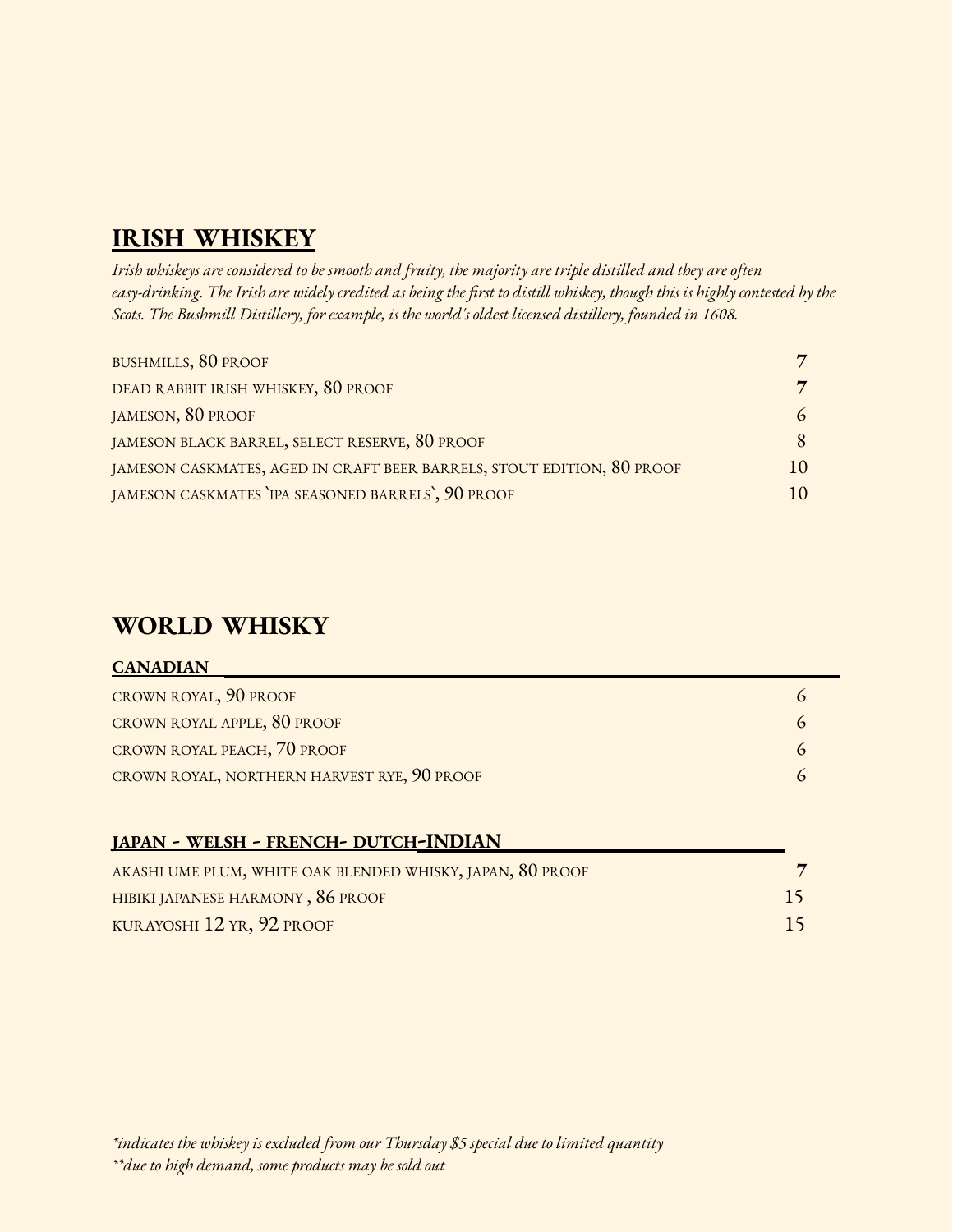## IRISH WHISKEY

*Irish whiskeys are considered to be smooth and fruity, the majority are triple distilled and they are often easy-drinking. The Irish are widely credited as being the first to distill whiskey, though this is highly contested by the Scots. The Bushmill Distillery, for example, is the world's oldest licensed distillery, founded in 1608.*

| | |
|---|---|
| BUSHMILLS, 80 PROOF | 7 |
| DEAD RABBIT IRISH WHISKEY, 80 PROOF | 7 |
| JAMESON, 80 PROOF | 6 |
| JAMESON BLACK BARREL, SELECT RESERVE, 80 PROOF | 8 |
| JAMESON CASKMATES, AGED IN CRAFT BEER BARRELS, STOUT EDITION, 80 PROOF | 10 |
| JAMESON CASKMATES `IPA SEASONED BARRELS`, 90 PROOF | 10 |

## WORLD WHISKY

### CANADIAN

| | |
|---|---|
| CROWN ROYAL, 90 PROOF | 6 |
| CROWN ROYAL APPLE, 80 PROOF | 6 |
| CROWN ROYAL PEACH, 70 PROOF | 6 |
| CROWN ROYAL, NORTHERN HARVEST RYE, 90 PROOF | 6 |

### JAPAN - WELSH - FRENCH- DUTCH-INDIAN

| | |
|---|---|
| AKASHI UME PLUM, WHITE OAK BLENDED WHISKY, JAPAN, 80 PROOF | 7 |
| HIBIKI JAPANESE HARMONY , 86 PROOF | 15 |
| KURAYOSHI 12 YR, 92 PROOF | 15 |

*\*indicates the whiskey is excluded from our Thursday $5 special due to limited quantity*
*\*\*due to high demand, some products may be sold out*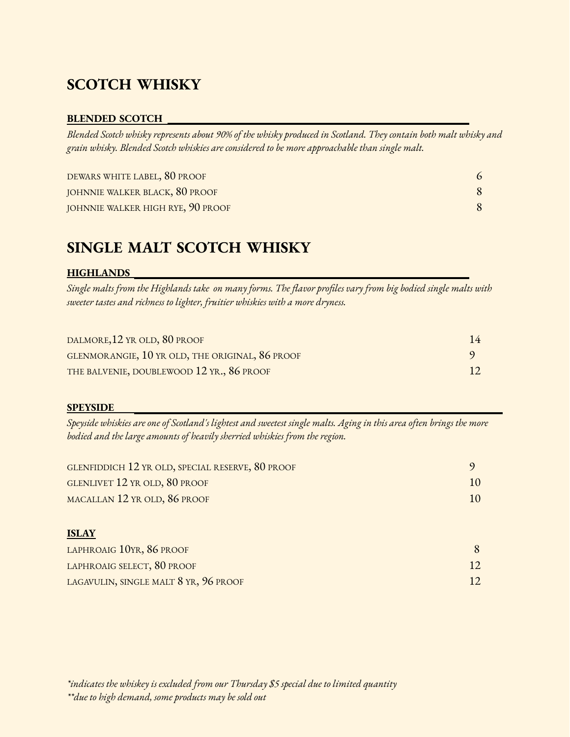# SCOTCH WHISKY

**BLENDED SCOTCH**

*Blended Scotch whisky represents about 90% of the whisky produced in Scotland. They contain both malt whisky and grain whisky. Blended Scotch whiskies are considered to be more approachable than single malt.*

| | |
|---|---|
| DEWARS WHITE LABEL, 80 PROOF | 6 |
| JOHNNIE WALKER BLACK, 80 PROOF | 8 |
| JOHNNIE WALKER HIGH RYE, 90 PROOF | 8 |

# SINGLE MALT SCOTCH WHISKY

**HIGHLANDS**

*Single malts from the Highlands take on many forms. The flavor profiles vary from big bodied single malts with sweeter tastes and richness to lighter, fruitier whiskies with a more dryness.*

| | |
|---|---|
| DALMORE,12 YR OLD, 80 PROOF | 14 |
| GLENMORANGIE, 10 YR OLD, THE ORIGINAL, 86 PROOF | 9 |
| THE BALVENIE, DOUBLEWOOD 12 YR., 86 PROOF | 12 |

**SPEYSIDE**

*Speyside whiskies are one of Scotland's lightest and sweetest single malts. Aging in this area often brings the more bodied and the large amounts of heavily sherried whiskies from the region.*

| | |
|---|---|
| GLENFIDDICH 12 YR OLD, SPECIAL RESERVE, 80 PROOF | 9 |
| GLENLIVET 12 YR OLD, 80 PROOF | 10 |
| MACALLAN 12 YR OLD, 86 PROOF | 10 |

**ISLAY**

| | |
|---|---|
| LAPHROAIG 10YR, 86 PROOF | 8 |
| LAPHROAIG SELECT, 80 PROOF | 12 |
| LAGAVULIN, SINGLE MALT 8 YR, 96 PROOF | 12 |

*\*indicates the whiskey is excluded from our Thursday $5 special due to limited quantity*
*\*\*due to high demand, some products may be sold out*